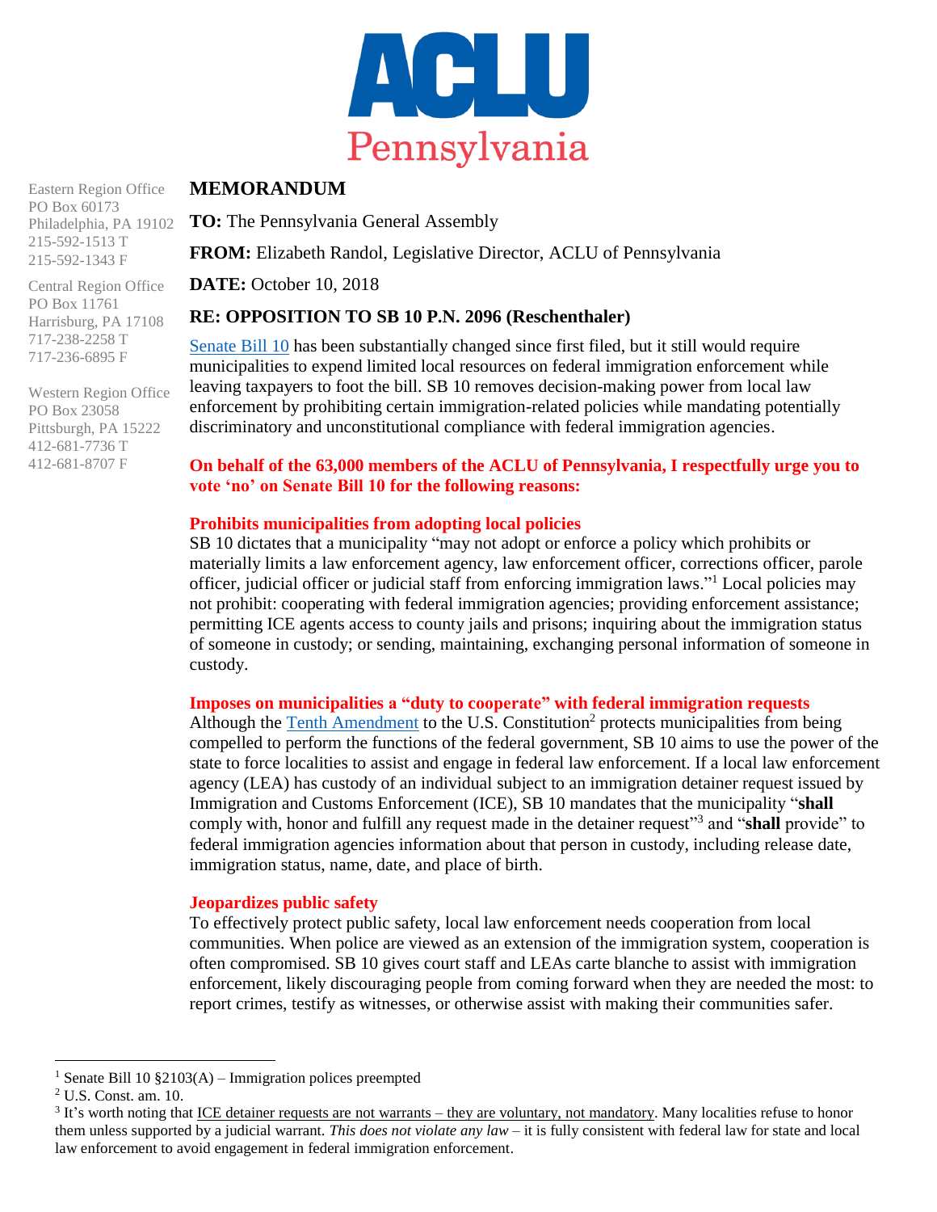ACLU Pennsylvania

Eastern Region Office
PO Box 60173
Philadelphia, PA 19102
215-592-1513 T
215-592-1343 F

Central Region Office
PO Box 11761
Harrisburg, PA 17108
717-238-2258 T
717-236-6895 F

Western Region Office
PO Box 23058
Pittsburgh, PA 15222
412-681-7736 T
412-681-8707 F

# MEMORANDUM

**TO:** The Pennsylvania General Assembly

**FROM:** Elizabeth Randol, Legislative Director, ACLU of Pennsylvania

**DATE:** October 10, 2018

**RE: OPPOSITION TO SB 10 P.N. 2096 (Reschenthaler)**

Senate Bill 10 has been substantially changed since first filed, but it still would require municipalities to expend limited local resources on federal immigration enforcement while leaving taxpayers to foot the bill. SB 10 removes decision-making power from local law enforcement by prohibiting certain immigration-related policies while mandating potentially discriminatory and unconstitutional compliance with federal immigration agencies.

**On behalf of the 63,000 members of the ACLU of Pennsylvania, I respectfully urge you to vote 'no' on Senate Bill 10 for the following reasons:**

**Prohibits municipalities from adopting local policies**

SB 10 dictates that a municipality "may not adopt or enforce a policy which prohibits or materially limits a law enforcement agency, law enforcement officer, corrections officer, parole officer, judicial officer or judicial staff from enforcing immigration laws."[1] Local policies may not prohibit: cooperating with federal immigration agencies; providing enforcement assistance; permitting ICE agents access to county jails and prisons; inquiring about the immigration status of someone in custody; or sending, maintaining, exchanging personal information of someone in custody.

**Imposes on municipalities a "duty to cooperate" with federal immigration requests**

Although the Tenth Amendment to the U.S. Constitution[2] protects municipalities from being compelled to perform the functions of the federal government, SB 10 aims to use the power of the state to force localities to assist and engage in federal law enforcement. If a local law enforcement agency (LEA) has custody of an individual subject to an immigration detainer request issued by Immigration and Customs Enforcement (ICE), SB 10 mandates that the municipality "**shall** comply with, honor and fulfill any request made in the detainer request"[3] and "**shall** provide" to federal immigration agencies information about that person in custody, including release date, immigration status, name, date, and place of birth.

**Jeopardizes public safety**

To effectively protect public safety, local law enforcement needs cooperation from local communities. When police are viewed as an extension of the immigration system, cooperation is often compromised. SB 10 gives court staff and LEAs carte blanche to assist with immigration enforcement, likely discouraging people from coming forward when they are needed the most: to report crimes, testify as witnesses, or otherwise assist with making their communities safer.

---

[1] Senate Bill 10 §2103(A) – Immigration polices preempted

[2] U.S. Const. am. 10.

[3] It's worth noting that ICE detainer requests are not warrants – they are voluntary, not mandatory. Many localities refuse to honor them unless supported by a judicial warrant. *This does not violate any law* – it is fully consistent with federal law for state and local law enforcement to avoid engagement in federal immigration enforcement.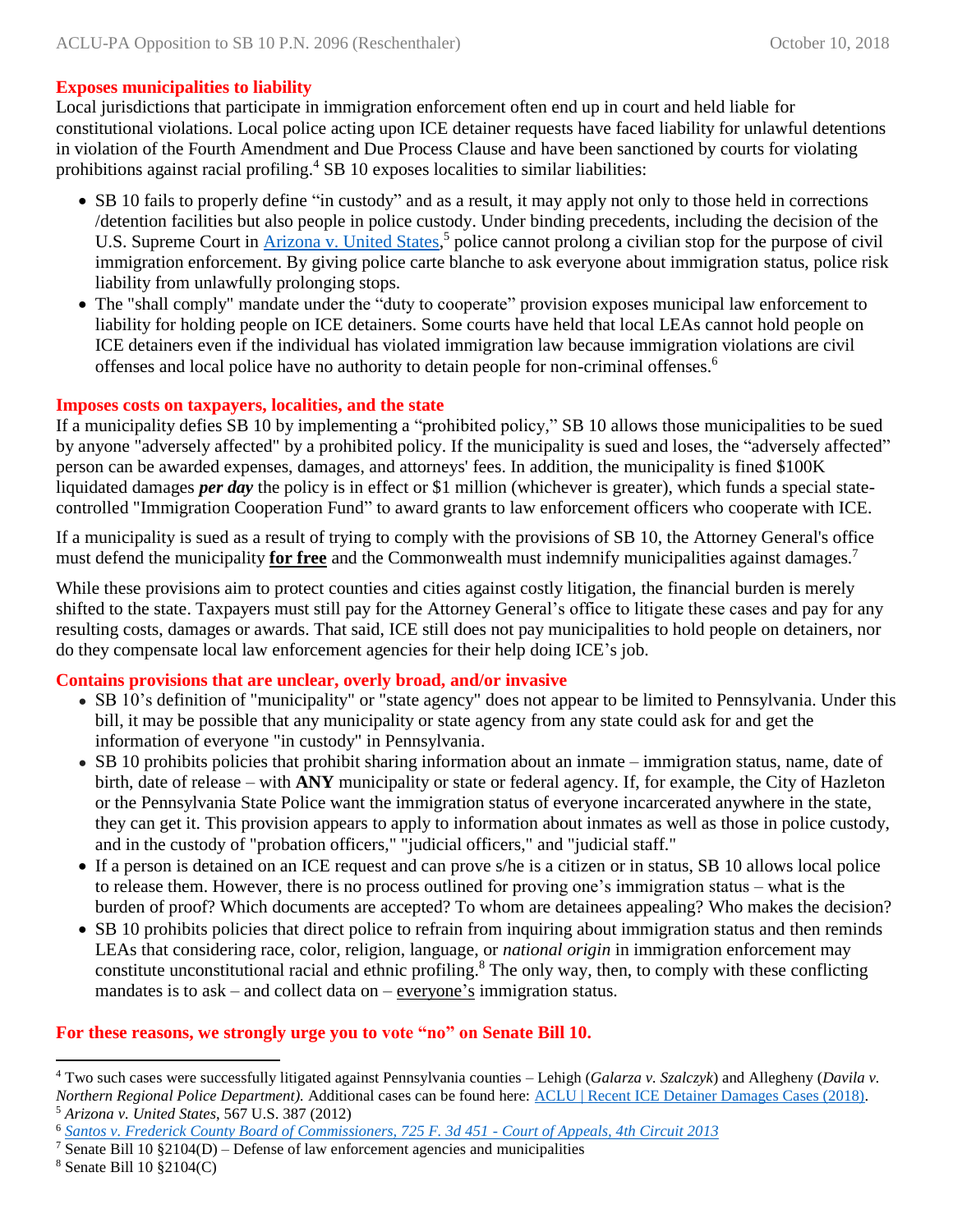## Exposes municipalities to liability

Local jurisdictions that participate in immigration enforcement often end up in court and held liable for constitutional violations. Local police acting upon ICE detainer requests have faced liability for unlawful detentions in violation of the Fourth Amendment and Due Process Clause and have been sanctioned by courts for violating prohibitions against racial profiling.[4] SB 10 exposes localities to similar liabilities:

- SB 10 fails to properly define "in custody" and as a result, it may apply not only to those held in corrections /detention facilities but also people in police custody. Under binding precedents, including the decision of the U.S. Supreme Court in Arizona v. United States,[5] police cannot prolong a civilian stop for the purpose of civil immigration enforcement. By giving police carte blanche to ask everyone about immigration status, police risk liability from unlawfully prolonging stops.
- The "shall comply" mandate under the "duty to cooperate" provision exposes municipal law enforcement to liability for holding people on ICE detainers. Some courts have held that local LEAs cannot hold people on ICE detainers even if the individual has violated immigration law because immigration violations are civil offenses and local police have no authority to detain people for non-criminal offenses.[6]

## Imposes costs on taxpayers, localities, and the state

If a municipality defies SB 10 by implementing a "prohibited policy," SB 10 allows those municipalities to be sued by anyone "adversely affected" by a prohibited policy. If the municipality is sued and loses, the "adversely affected" person can be awarded expenses, damages, and attorneys' fees. In addition, the municipality is fined $100K liquidated damages ***per day*** the policy is in effect or $1 million (whichever is greater), which funds a special state-controlled "Immigration Cooperation Fund" to award grants to law enforcement officers who cooperate with ICE.

If a municipality is sued as a result of trying to comply with the provisions of SB 10, the Attorney General's office must defend the municipality **for free** and the Commonwealth must indemnify municipalities against damages.[7]

While these provisions aim to protect counties and cities against costly litigation, the financial burden is merely shifted to the state. Taxpayers must still pay for the Attorney General's office to litigate these cases and pay for any resulting costs, damages or awards. That said, ICE still does not pay municipalities to hold people on detainers, nor do they compensate local law enforcement agencies for their help doing ICE's job.

## Contains provisions that are unclear, overly broad, and/or invasive

- SB 10's definition of "municipality" or "state agency" does not appear to be limited to Pennsylvania. Under this bill, it may be possible that any municipality or state agency from any state could ask for and get the information of everyone "in custody" in Pennsylvania.
- SB 10 prohibits policies that prohibit sharing information about an inmate – immigration status, name, date of birth, date of release – with **ANY** municipality or state or federal agency. If, for example, the City of Hazleton or the Pennsylvania State Police want the immigration status of everyone incarcerated anywhere in the state, they can get it. This provision appears to apply to information about inmates as well as those in police custody, and in the custody of "probation officers," "judicial officers," and "judicial staff."
- If a person is detained on an ICE request and can prove s/he is a citizen or in status, SB 10 allows local police to release them. However, there is no process outlined for proving one's immigration status – what is the burden of proof? Which documents are accepted? To whom are detainees appealing? Who makes the decision?
- SB 10 prohibits policies that direct police to refrain from inquiring about immigration status and then reminds LEAs that considering race, color, religion, language, or *national origin* in immigration enforcement may constitute unconstitutional racial and ethnic profiling.[8] The only way, then, to comply with these conflicting mandates is to ask – and collect data on – everyone's immigration status.

**For these reasons, we strongly urge you to vote "no" on Senate Bill 10.**

---

[4] Two such cases were successfully litigated against Pennsylvania counties – Lehigh (*Galarza v. Szalczyk*) and Allegheny (*Davila v. Northern Regional Police Department).* Additional cases can be found here: ACLU | Recent ICE Detainer Damages Cases (2018).

[5] *Arizona v. United States*, 567 U.S. 387 (2012)

[6] *Santos v. Frederick County Board of Commissioners, 725 F. 3d 451 - Court of Appeals, 4th Circuit 2013*

[7] Senate Bill 10 §2104(D) – Defense of law enforcement agencies and municipalities

[8] Senate Bill 10 §2104(C)